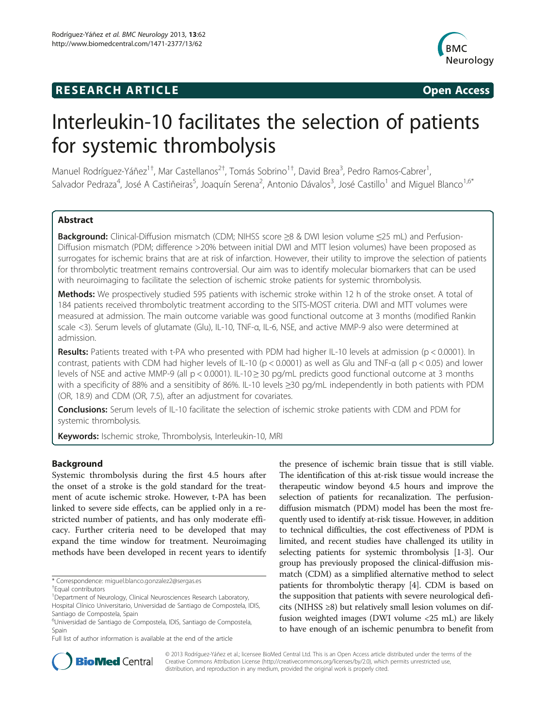RESEARCH ARTICLE Open Access

# Interleukin-10 facilitates the selection of patients for systemic thrombolysis

Manuel Rodríguez-Yáñez[1†], Mar Castellanos[2†], Tomás Sobrino[1†], David Brea[3], Pedro Ramos-Cabrer[1], Salvador Pedraza[4], José A Castiñeiras[5], Joaquín Serena[2], Antonio Dávalos[3], José Castillo[1] and Miguel Blanco[1,6*]

## Abstract

**Background:** Clinical-Diffusion mismatch (CDM; NIHSS score ≥8 & DWI lesion volume ≤25 mL) and Perfusion-Diffusion mismatch (PDM; difference >20% between initial DWI and MTT lesion volumes) have been proposed as surrogates for ischemic brains that are at risk of infarction. However, their utility to improve the selection of patients for thrombolytic treatment remains controversial. Our aim was to identify molecular biomarkers that can be used with neuroimaging to facilitate the selection of ischemic stroke patients for systemic thrombolysis.

**Methods:** We prospectively studied 595 patients with ischemic stroke within 12 h of the stroke onset. A total of 184 patients received thrombolytic treatment according to the SITS-MOST criteria. DWI and MTT volumes were measured at admission. The main outcome variable was good functional outcome at 3 months (modified Rankin scale <3). Serum levels of glutamate (Glu), IL-10, TNF-α, IL-6, NSE, and active MMP-9 also were determined at admission.

**Results:** Patients treated with t-PA who presented with PDM had higher IL-10 levels at admission ($p < 0.0001$). In contrast, patients with CDM had higher levels of IL-10 ($p < 0.0001$) as well as Glu and TNF-α (all $p < 0.05$) and lower levels of NSE and active MMP-9 (all $p < 0.0001$). IL-10 ≥ 30 pg/mL predicts good functional outcome at 3 months with a specificity of 88% and a sensitibity of 86%. IL-10 levels ≥30 pg/mL independently in both patients with PDM (OR, 18.9) and CDM (OR, 7.5), after an adjustment for covariates.

**Conclusions:** Serum levels of IL-10 facilitate the selection of ischemic stroke patients with CDM and PDM for systemic thrombolysis.

**Keywords:** Ischemic stroke, Thrombolysis, Interleukin-10, MRI

## Background

Systemic thrombolysis during the first 4.5 hours after the onset of a stroke is the gold standard for the treatment of acute ischemic stroke. However, t-PA has been linked to severe side effects, can be applied only in a restricted number of patients, and has only moderate efficacy. Further criteria need to be developed that may expand the time window for treatment. Neuroimaging methods have been developed in recent years to identify the presence of ischemic brain tissue that is still viable. The identification of this at-risk tissue would increase the therapeutic window beyond 4.5 hours and improve the selection of patients for recanalization. The perfusion-diffusion mismatch (PDM) model has been the most frequently used to identify at-risk tissue. However, in addition to technical difficulties, the cost effectiveness of PDM is limited, and recent studies have challenged its utility in selecting patients for systemic thrombolysis [1-3]. Our group has previously proposed the clinical-diffusion mismatch (CDM) as a simplified alternative method to select patients for thrombolytic therapy [4]. CDM is based on the supposition that patients with severe neurological deficits (NIHSS ≥8) but relatively small lesion volumes on diffusion weighted images (DWI volume <25 mL) are likely to have enough of an ischemic penumbra to benefit from

\* Correspondence: miguel.blanco.gonzalez2@sergas.es
†Equal contributors
[1]Department of Neurology, Clinical Neurosciences Research Laboratory, Hospital Clínico Universitario, Universidad de Santiago de Compostela, IDIS, Santiago de Compostela, Spain
[6]Universidad de Santiago de Compostela, IDIS, Santiago de Compostela, Spain
Full list of author information is available at the end of the article

© 2013 Rodríguez-Yáñez et al.; licensee BioMed Central Ltd. This is an Open Access article distributed under the terms of the Creative Commons Attribution License (http://creativecommons.org/licenses/by/2.0), which permits unrestricted use, distribution, and reproduction in any medium, provided the original work is properly cited.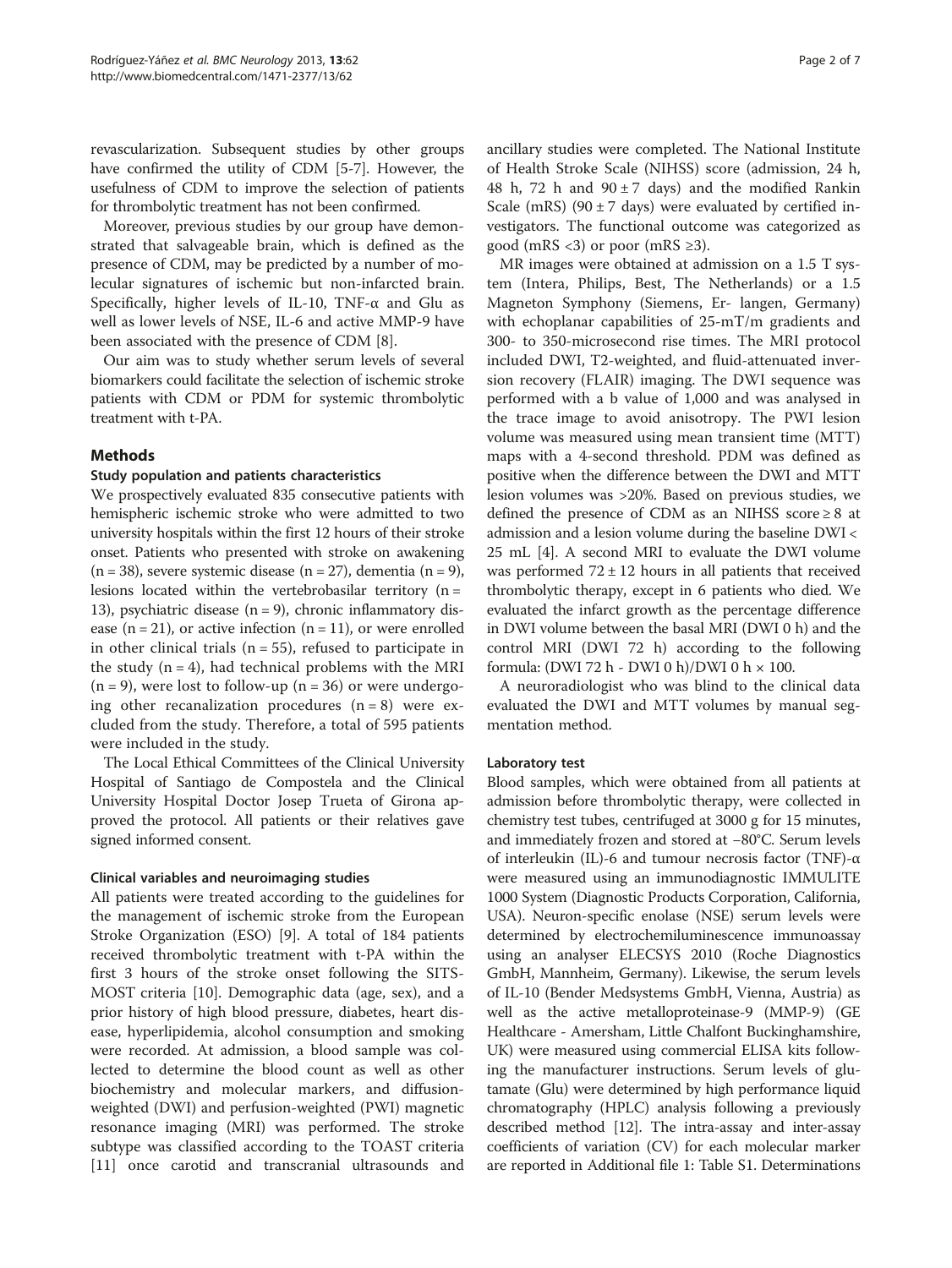revascularization. Subsequent studies by other groups have confirmed the utility of CDM [5-7]. However, the usefulness of CDM to improve the selection of patients for thrombolytic treatment has not been confirmed.

Moreover, previous studies by our group have demonstrated that salvageable brain, which is defined as the presence of CDM, may be predicted by a number of molecular signatures of ischemic but non-infarcted brain. Specifically, higher levels of IL-10, TNF-α and Glu as well as lower levels of NSE, IL-6 and active MMP-9 have been associated with the presence of CDM [8].

Our aim was to study whether serum levels of several biomarkers could facilitate the selection of ischemic stroke patients with CDM or PDM for systemic thrombolytic treatment with t-PA.

## Methods

### Study population and patients characteristics

We prospectively evaluated 835 consecutive patients with hemispheric ischemic stroke who were admitted to two university hospitals within the first 12 hours of their stroke onset. Patients who presented with stroke on awakening (n = 38), severe systemic disease (n = 27), dementia (n = 9), lesions located within the vertebrobasilar territory (n = 13), psychiatric disease (n = 9), chronic inflammatory disease (n = 21), or active infection (n = 11), or were enrolled in other clinical trials (n = 55), refused to participate in the study (n = 4), had technical problems with the MRI (n = 9), were lost to follow-up (n = 36) or were undergoing other recanalization procedures (n = 8) were excluded from the study. Therefore, a total of 595 patients were included in the study.

The Local Ethical Committees of the Clinical University Hospital of Santiago de Compostela and the Clinical University Hospital Doctor Josep Trueta of Girona approved the protocol. All patients or their relatives gave signed informed consent.

### Clinical variables and neuroimaging studies

All patients were treated according to the guidelines for the management of ischemic stroke from the European Stroke Organization (ESO) [9]. A total of 184 patients received thrombolytic treatment with t-PA within the first 3 hours of the stroke onset following the SITS-MOST criteria [10]. Demographic data (age, sex), and a prior history of high blood pressure, diabetes, heart disease, hyperlipidemia, alcohol consumption and smoking were recorded. At admission, a blood sample was collected to determine the blood count as well as other biochemistry and molecular markers, and diffusion-weighted (DWI) and perfusion-weighted (PWI) magnetic resonance imaging (MRI) was performed. The stroke subtype was classified according to the TOAST criteria [11] once carotid and transcranial ultrasounds and ancillary studies were completed. The National Institute of Health Stroke Scale (NIHSS) score (admission, 24 h, 48 h, 72 h and 90 ± 7 days) and the modified Rankin Scale (mRS) (90 ± 7 days) were evaluated by certified investigators. The functional outcome was categorized as good (mRS <3) or poor (mRS ≥3).

MR images were obtained at admission on a 1.5 T system (Intera, Philips, Best, The Netherlands) or a 1.5 Magneton Symphony (Siemens, Er- langen, Germany) with echoplanar capabilities of 25-mT/m gradients and 300- to 350-microsecond rise times. The MRI protocol included DWI, T2-weighted, and fluid-attenuated inversion recovery (FLAIR) imaging. The DWI sequence was performed with a b value of 1,000 and was analysed in the trace image to avoid anisotropy. The PWI lesion volume was measured using mean transient time (MTT) maps with a 4-second threshold. PDM was defined as positive when the difference between the DWI and MTT lesion volumes was >20%. Based on previous studies, we defined the presence of CDM as an NIHSS score ≥ 8 at admission and a lesion volume during the baseline DWI < 25 mL [4]. A second MRI to evaluate the DWI volume was performed 72 ± 12 hours in all patients that received thrombolytic therapy, except in 6 patients who died. We evaluated the infarct growth as the percentage difference in DWI volume between the basal MRI (DWI 0 h) and the control MRI (DWI 72 h) according to the following formula: (DWI 72 h - DWI 0 h)/DWI 0 h × 100.

A neuroradiologist who was blind to the clinical data evaluated the DWI and MTT volumes by manual segmentation method.

### Laboratory test

Blood samples, which were obtained from all patients at admission before thrombolytic therapy, were collected in chemistry test tubes, centrifuged at 3000 g for 15 minutes, and immediately frozen and stored at −80°C. Serum levels of interleukin (IL)-6 and tumour necrosis factor (TNF)-α were measured using an immunodiagnostic IMMULITE 1000 System (Diagnostic Products Corporation, California, USA). Neuron-specific enolase (NSE) serum levels were determined by electrochemiluminescence immunoassay using an analyser ELECSYS 2010 (Roche Diagnostics GmbH, Mannheim, Germany). Likewise, the serum levels of IL-10 (Bender Medsystems GmbH, Vienna, Austria) as well as the active metalloproteinase-9 (MMP-9) (GE Healthcare - Amersham, Little Chalfont Buckinghamshire, UK) were measured using commercial ELISA kits following the manufacturer instructions. Serum levels of glutamate (Glu) were determined by high performance liquid chromatography (HPLC) analysis following a previously described method [12]. The intra-assay and inter-assay coefficients of variation (CV) for each molecular marker are reported in Additional file 1: Table S1. Determinations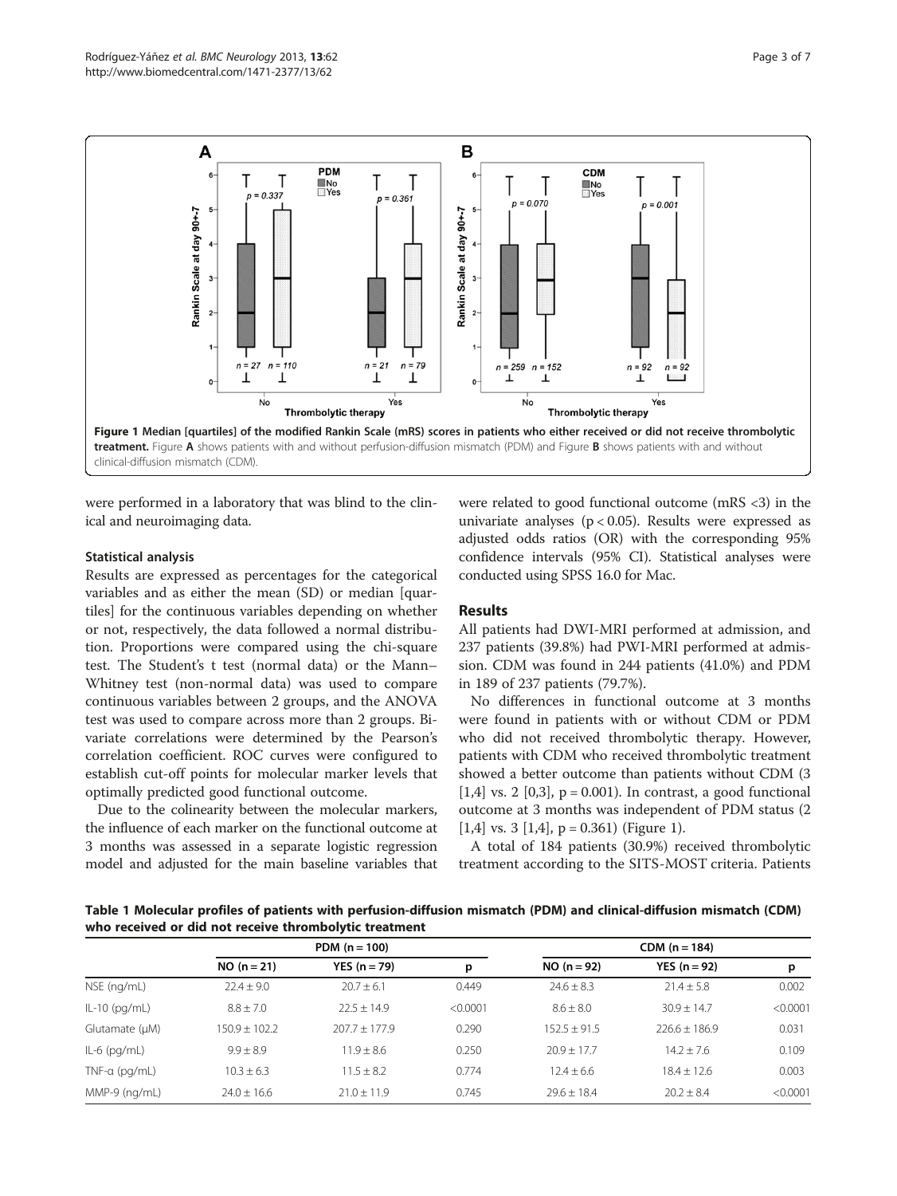Figure 1 Median [quartiles] of the modified Rankin Scale (mRS) scores in patients who either received or did not receive thrombolytic treatment. Figure A shows patients with and without perfusion-diffusion mismatch (PDM) and Figure B shows patients with and without clinical-diffusion mismatch (CDM).

were performed in a laboratory that was blind to the clinical and neuroimaging data.

### Statistical analysis

Results are expressed as percentages for the categorical variables and as either the mean (SD) or median [quartiles] for the continuous variables depending on whether or not, respectively, the data followed a normal distribution. Proportions were compared using the chi-square test. The Student's t test (normal data) or the Mann–Whitney test (non-normal data) was used to compare continuous variables between 2 groups, and the ANOVA test was used to compare across more than 2 groups. Bivariate correlations were determined by the Pearson's correlation coefficient. ROC curves were configured to establish cut-off points for molecular marker levels that optimally predicted good functional outcome.

Due to the colinearity between the molecular markers, the influence of each marker on the functional outcome at 3 months was assessed in a separate logistic regression model and adjusted for the main baseline variables that were related to good functional outcome (mRS <3) in the univariate analyses ($p < 0.05$). Results were expressed as adjusted odds ratios (OR) with the corresponding 95% confidence intervals (95% CI). Statistical analyses were conducted using SPSS 16.0 for Mac.

## Results

All patients had DWI-MRI performed at admission, and 237 patients (39.8%) had PWI-MRI performed at admission. CDM was found in 244 patients (41.0%) and PDM in 189 of 237 patients (79.7%).

No differences in functional outcome at 3 months were found in patients with or without CDM or PDM who did not received thrombolytic therapy. However, patients with CDM who received thrombolytic treatment showed a better outcome than patients without CDM (3 [1,4] vs. 2 [0,3], $p = 0.001$). In contrast, a good functional outcome at 3 months was independent of PDM status (2 [1,4] vs. 3 [1,4], $p = 0.361$) (Figure 1).

A total of 184 patients (30.9%) received thrombolytic treatment according to the SITS-MOST criteria. Patients

**Table 1 Molecular profiles of patients with perfusion-diffusion mismatch (PDM) and clinical-diffusion mismatch (CDM) who received or did not receive thrombolytic treatment**

| | PDM (n = 100) | | | CDM (n = 184) | | |
|---|---|---|---|---|---|---|
| | NO (n = 21) | YES (n = 79) | p | NO (n = 92) | YES (n = 92) | p |
| NSE (ng/mL) | 22.4 ± 9.0 | 20.7 ± 6.1 | 0.449 | 24.6 ± 8.3 | 21.4 ± 5.8 | 0.002 |
| IL-10 (pg/mL) | 8.8 ± 7.0 | 22.5 ± 14.9 | <0.0001 | 8.6 ± 8.0 | 30.9 ± 14.7 | <0.0001 |
| Glutamate (μM) | 150.9 ± 102.2 | 207.7 ± 177.9 | 0.290 | 152.5 ± 91.5 | 226.6 ± 186.9 | 0.031 |
| IL-6 (pg/mL) | 9.9 ± 8.9 | 11.9 ± 8.6 | 0.250 | 20.9 ± 17.7 | 14.2 ± 7.6 | 0.109 |
| TNF-α (pg/mL) | 10.3 ± 6.3 | 11.5 ± 8.2 | 0.774 | 12.4 ± 6.6 | 18.4 ± 12.6 | 0.003 |
| MMP-9 (ng/mL) | 24.0 ± 16.6 | 21.0 ± 11.9 | 0.745 | 29.6 ± 18.4 | 20.2 ± 8.4 | <0.0001 |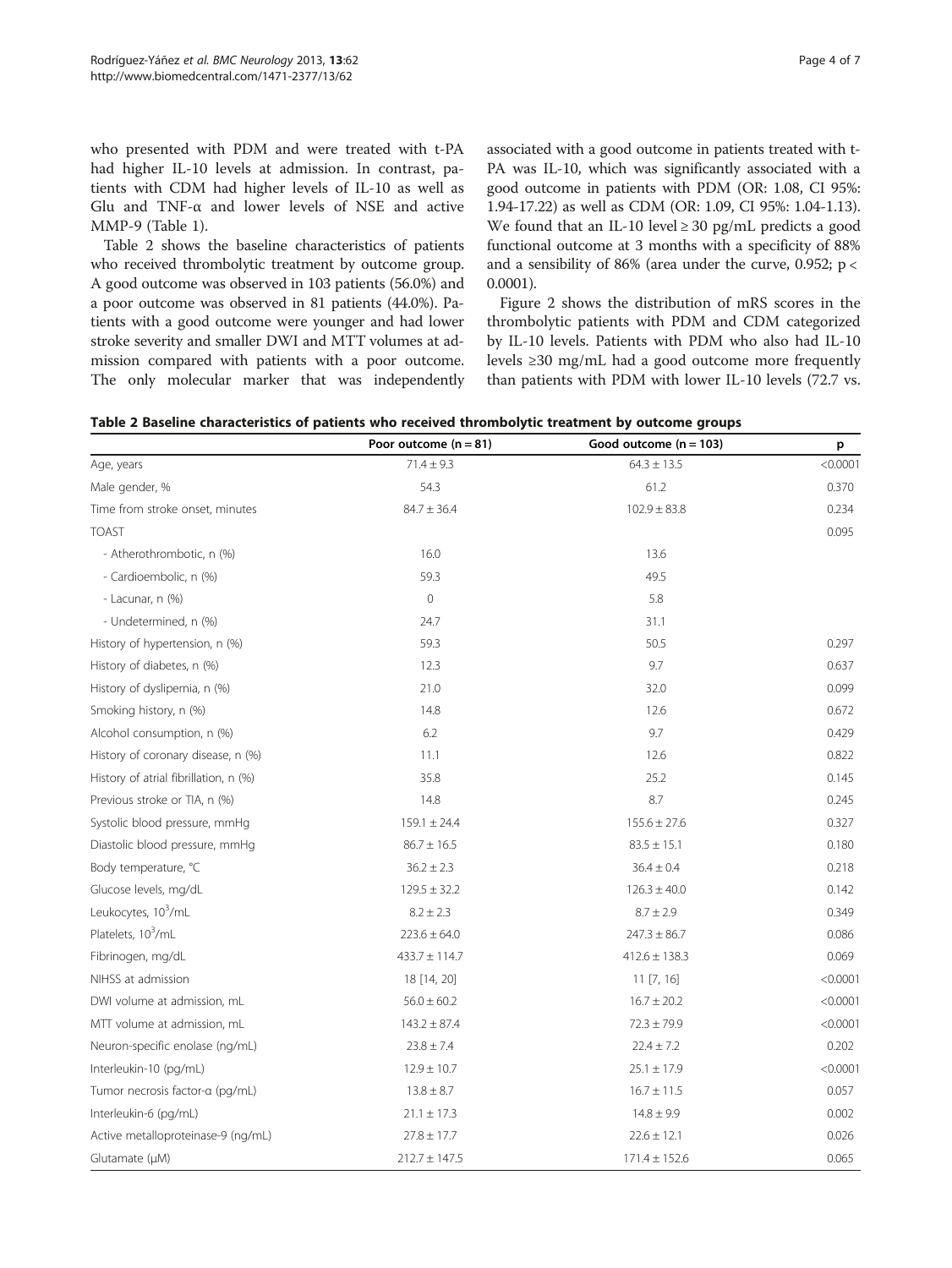who presented with PDM and were treated with t-PA had higher IL-10 levels at admission. In contrast, patients with CDM had higher levels of IL-10 as well as Glu and TNF-α and lower levels of NSE and active MMP-9 (Table 1).

Table 2 shows the baseline characteristics of patients who received thrombolytic treatment by outcome group. A good outcome was observed in 103 patients (56.0%) and a poor outcome was observed in 81 patients (44.0%). Patients with a good outcome were younger and had lower stroke severity and smaller DWI and MTT volumes at admission compared with patients with a poor outcome. The only molecular marker that was independently associated with a good outcome in patients treated with t-PA was IL-10, which was significantly associated with a good outcome in patients with PDM (OR: 1.08, CI 95%: 1.94-17.22) as well as CDM (OR: 1.09, CI 95%: 1.04-1.13). We found that an IL-10 level ≥ 30 pg/mL predicts a good functional outcome at 3 months with a specificity of 88% and a sensibility of 86% (area under the curve, 0.952; $p < 0.0001$).

Figure 2 shows the distribution of mRS scores in the thrombolytic patients with PDM and CDM categorized by IL-10 levels. Patients with PDM who also had IL-10 levels ≥30 mg/mL had a good outcome more frequently than patients with PDM with lower IL-10 levels (72.7 vs.

**Table 2 Baseline characteristics of patients who received thrombolytic treatment by outcome groups**

| | Poor outcome (n = 81) | Good outcome (n = 103) | p |
|---|---|---|---|
| Age, years | 71.4 ± 9.3 | 64.3 ± 13.5 | <0.0001 |
| Male gender, % | 54.3 | 61.2 | 0.370 |
| Time from stroke onset, minutes | 84.7 ± 36.4 | 102.9 ± 83.8 | 0.234 |
| TOAST | | | 0.095 |
| - Atherothrombotic, n (%) | 16.0 | 13.6 | |
| - Cardioembolic, n (%) | 59.3 | 49.5 | |
| - Lacunar, n (%) | 0 | 5.8 | |
| - Undetermined, n (%) | 24.7 | 31.1 | |
| History of hypertension, n (%) | 59.3 | 50.5 | 0.297 |
| History of diabetes, n (%) | 12.3 | 9.7 | 0.637 |
| History of dyslipemia, n (%) | 21.0 | 32.0 | 0.099 |
| Smoking history, n (%) | 14.8 | 12.6 | 0.672 |
| Alcohol consumption, n (%) | 6.2 | 9.7 | 0.429 |
| History of coronary disease, n (%) | 11.1 | 12.6 | 0.822 |
| History of atrial fibrillation, n (%) | 35.8 | 25.2 | 0.145 |
| Previous stroke or TIA, n (%) | 14.8 | 8.7 | 0.245 |
| Systolic blood pressure, mmHg | 159.1 ± 24.4 | 155.6 ± 27.6 | 0.327 |
| Diastolic blood pressure, mmHg | 86.7 ± 16.5 | 83.5 ± 15.1 | 0.180 |
| Body temperature, °C | 36.2 ± 2.3 | 36.4 ± 0.4 | 0.218 |
| Glucose levels, mg/dL | 129.5 ± 32.2 | 126.3 ± 40.0 | 0.142 |
| Leukocytes, $10^3$/mL | 8.2 ± 2.3 | 8.7 ± 2.9 | 0.349 |
| Platelets, $10^3$/mL | 223.6 ± 64.0 | 247.3 ± 86.7 | 0.086 |
| Fibrinogen, mg/dL | 433.7 ± 114.7 | 412.6 ± 138.3 | 0.069 |
| NIHSS at admission | 18 [14, 20] | 11 [7, 16] | <0.0001 |
| DWI volume at admission, mL | 56.0 ± 60.2 | 16.7 ± 20.2 | <0.0001 |
| MTT volume at admission, mL | 143.2 ± 87.4 | 72.3 ± 79.9 | <0.0001 |
| Neuron-specific enolase (ng/mL) | 23.8 ± 7.4 | 22.4 ± 7.2 | 0.202 |
| Interleukin-10 (pg/mL) | 12.9 ± 10.7 | 25.1 ± 17.9 | <0.0001 |
| Tumor necrosis factor-α (pg/mL) | 13.8 ± 8.7 | 16.7 ± 11.5 | 0.057 |
| Interleukin-6 (pg/mL) | 21.1 ± 17.3 | 14.8 ± 9.9 | 0.002 |
| Active metalloproteinase-9 (ng/mL) | 27.8 ± 17.7 | 22.6 ± 12.1 | 0.026 |
| Glutamate (μM) | 212.7 ± 147.5 | 171.4 ± 152.6 | 0.065 |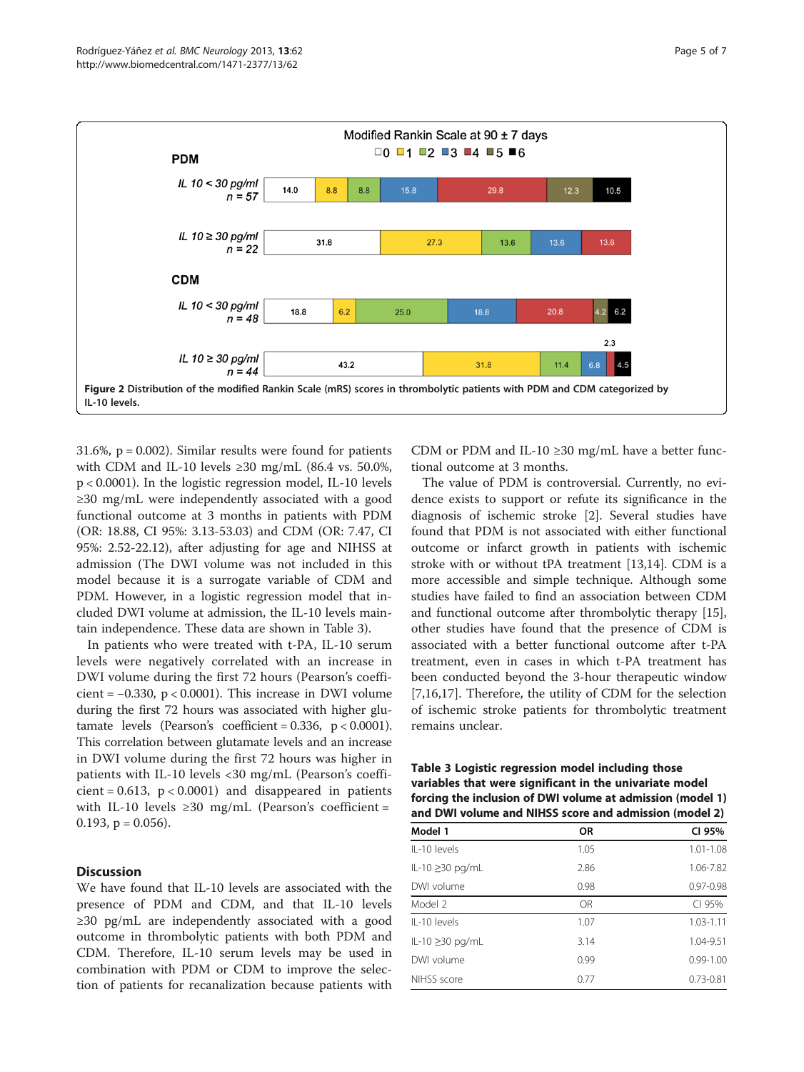**Figure 2** Distribution of the modified Rankin Scale (mRS) scores in thrombolytic patients with PDM and CDM categorized by IL-10 levels.

31.6%, $p = 0.002$). Similar results were found for patients with CDM and IL-10 levels ≥30 mg/mL (86.4 vs. 50.0%, $p < 0.0001$). In the logistic regression model, IL-10 levels ≥30 mg/mL were independently associated with a good functional outcome at 3 months in patients with PDM (OR: 18.88, CI 95%: 3.13-53.03) and CDM (OR: 7.47, CI 95%: 2.52-22.12), after adjusting for age and NIHSS at admission (The DWI volume was not included in this model because it is a surrogate variable of CDM and PDM. However, in a logistic regression model that included DWI volume at admission, the IL-10 levels maintain independence. These data are shown in Table 3).

In patients who were treated with t-PA, IL-10 serum levels were negatively correlated with an increase in DWI volume during the first 72 hours (Pearson's coefficient = −0.330, $p < 0.0001$). This increase in DWI volume during the first 72 hours was associated with higher glutamate levels (Pearson's coefficient = 0.336, $p < 0.0001$). This correlation between glutamate levels and an increase in DWI volume during the first 72 hours was higher in patients with IL-10 levels <30 mg/mL (Pearson's coefficient = 0.613, $p < 0.0001$) and disappeared in patients with IL-10 levels ≥30 mg/mL (Pearson's coefficient = 0.193, $p = 0.056$).

## Discussion

We have found that IL-10 levels are associated with the presence of PDM and CDM, and that IL-10 levels ≥30 pg/mL are independently associated with a good outcome in thrombolytic patients with both PDM and CDM. Therefore, IL-10 serum levels may be used in combination with PDM or CDM to improve the selection of patients for recanalization because patients with CDM or PDM and IL-10 ≥30 mg/mL have a better functional outcome at 3 months.

The value of PDM is controversial. Currently, no evidence exists to support or refute its significance in the diagnosis of ischemic stroke [2]. Several studies have found that PDM is not associated with either functional outcome or infarct growth in patients with ischemic stroke with or without tPA treatment [13,14]. CDM is a more accessible and simple technique. Although some studies have failed to find an association between CDM and functional outcome after thrombolytic therapy [15], other studies have found that the presence of CDM is associated with a better functional outcome after t-PA treatment, even in cases in which t-PA treatment has been conducted beyond the 3-hour therapeutic window [7,16,17]. Therefore, the utility of CDM for the selection of ischemic stroke patients for thrombolytic treatment remains unclear.

**Table 3 Logistic regression model including those variables that were significant in the univariate model forcing the inclusion of DWI volume at admission (model 1) and DWI volume and NIHSS score and admission (model 2)**

| Model 1 | OR | CI 95% |
|---|---|---|
| IL-10 levels | 1.05 | 1.01-1.08 |
| IL-10 ≥30 pg/mL | 2.86 | 1.06-7.82 |
| DWI volume | 0.98 | 0.97-0.98 |
| Model 2 | OR | CI 95% |
| IL-10 levels | 1.07 | 1.03-1.11 |
| IL-10 ≥30 pg/mL | 3.14 | 1.04-9.51 |
| DWI volume | 0.99 | 0.99-1.00 |
| NIHSS score | 0.77 | 0.73-0.81 |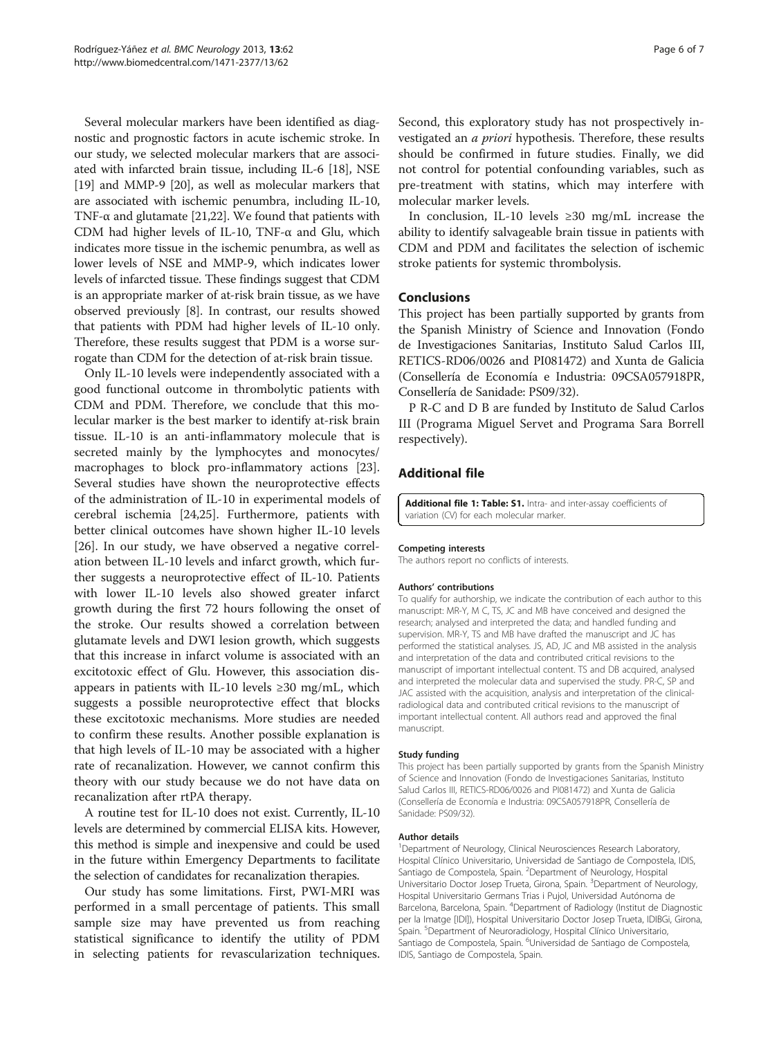Several molecular markers have been identified as diagnostic and prognostic factors in acute ischemic stroke. In our study, we selected molecular markers that are associated with infarcted brain tissue, including IL-6 [18], NSE [19] and MMP-9 [20], as well as molecular markers that are associated with ischemic penumbra, including IL-10, TNF-α and glutamate [21,22]. We found that patients with CDM had higher levels of IL-10, TNF-α and Glu, which indicates more tissue in the ischemic penumbra, as well as lower levels of NSE and MMP-9, which indicates lower levels of infarcted tissue. These findings suggest that CDM is an appropriate marker of at-risk brain tissue, as we have observed previously [8]. In contrast, our results showed that patients with PDM had higher levels of IL-10 only. Therefore, these results suggest that PDM is a worse surrogate than CDM for the detection of at-risk brain tissue.

Only IL-10 levels were independently associated with a good functional outcome in thrombolytic patients with CDM and PDM. Therefore, we conclude that this molecular marker is the best marker to identify at-risk brain tissue. IL-10 is an anti-inflammatory molecule that is secreted mainly by the lymphocytes and monocytes/macrophages to block pro-inflammatory actions [23]. Several studies have shown the neuroprotective effects of the administration of IL-10 in experimental models of cerebral ischemia [24,25]. Furthermore, patients with better clinical outcomes have shown higher IL-10 levels [26]. In our study, we have observed a negative correlation between IL-10 levels and infarct growth, which further suggests a neuroprotective effect of IL-10. Patients with lower IL-10 levels also showed greater infarct growth during the first 72 hours following the onset of the stroke. Our results showed a correlation between glutamate levels and DWI lesion growth, which suggests that this increase in infarct volume is associated with an excitotoxic effect of Glu. However, this association disappears in patients with IL-10 levels ≥30 mg/mL, which suggests a possible neuroprotective effect that blocks these excitotoxic mechanisms. More studies are needed to confirm these results. Another possible explanation is that high levels of IL-10 may be associated with a higher rate of recanalization. However, we cannot confirm this theory with our study because we do not have data on recanalization after rtPA therapy.

A routine test for IL-10 does not exist. Currently, IL-10 levels are determined by commercial ELISA kits. However, this method is simple and inexpensive and could be used in the future within Emergency Departments to facilitate the selection of candidates for recanalization therapies.

Our study has some limitations. First, PWI-MRI was performed in a small percentage of patients. This small sample size may have prevented us from reaching statistical significance to identify the utility of PDM in selecting patients for revascularization techniques. Second, this exploratory study has not prospectively investigated an *a priori* hypothesis. Therefore, these results should be confirmed in future studies. Finally, we did not control for potential confounding variables, such as pre-treatment with statins, which may interfere with molecular marker levels.

In conclusion, IL-10 levels ≥30 mg/mL increase the ability to identify salvageable brain tissue in patients with CDM and PDM and facilitates the selection of ischemic stroke patients for systemic thrombolysis.

## Conclusions

This project has been partially supported by grants from the Spanish Ministry of Science and Innovation (Fondo de Investigaciones Sanitarias, Instituto Salud Carlos III, RETICS-RD06/0026 and PI081472) and Xunta de Galicia (Consellería de Economía e Industria: 09CSA057918PR, Consellería de Sanidade: PS09/32).

P R-C and D B are funded by Instituto de Salud Carlos III (Programa Miguel Servet and Programa Sara Borrell respectively).

## Additional file

**Additional file 1: Table: S1.** Intra- and inter-assay coefficients of variation (CV) for each molecular marker.

#### Competing interests

The authors report no conflicts of interests.

#### Authors' contributions

To qualify for authorship, we indicate the contribution of each author to this manuscript: MR-Y, M C, TS, JC and MB have conceived and designed the research; analysed and interpreted the data; and handled funding and supervision. MR-Y, TS and MB have drafted the manuscript and JC has performed the statistical analyses. JS, AD, JC and MB assisted in the analysis and interpretation of the data and contributed critical revisions to the manuscript of important intellectual content. TS and DB acquired, analysed and interpreted the molecular data and supervised the study. PR-C, SP and JAC assisted with the acquisition, analysis and interpretation of the clinical-radiological data and contributed critical revisions to the manuscript of important intellectual content. All authors read and approved the final manuscript.

#### Study funding

This project has been partially supported by grants from the Spanish Ministry of Science and Innovation (Fondo de Investigaciones Sanitarias, Instituto Salud Carlos III, RETICS-RD06/0026 and PI081472) and Xunta de Galicia (Consellería de Economía e Industria: 09CSA057918PR, Consellería de Sanidade: PS09/32).

#### Author details

[1]Department of Neurology, Clinical Neurosciences Research Laboratory, Hospital Clínico Universitario, Universidad de Santiago de Compostela, IDIS, Santiago de Compostela, Spain. [2]Department of Neurology, Hospital Universitario Doctor Josep Trueta, Girona, Spain. [3]Department of Neurology, Hospital Universitario Germans Trias i Pujol, Universidad Autónoma de Barcelona, Barcelona, Spain. [4]Department of Radiology (Institut de Diagnostic per la Imatge [IDI]), Hospital Universitario Doctor Josep Trueta, IDIBGi, Girona, Spain. [5]Department of Neuroradiology, Hospital Clínico Universitario, Santiago de Compostela, Spain. [6]Universidad de Santiago de Compostela, IDIS, Santiago de Compostela, Spain.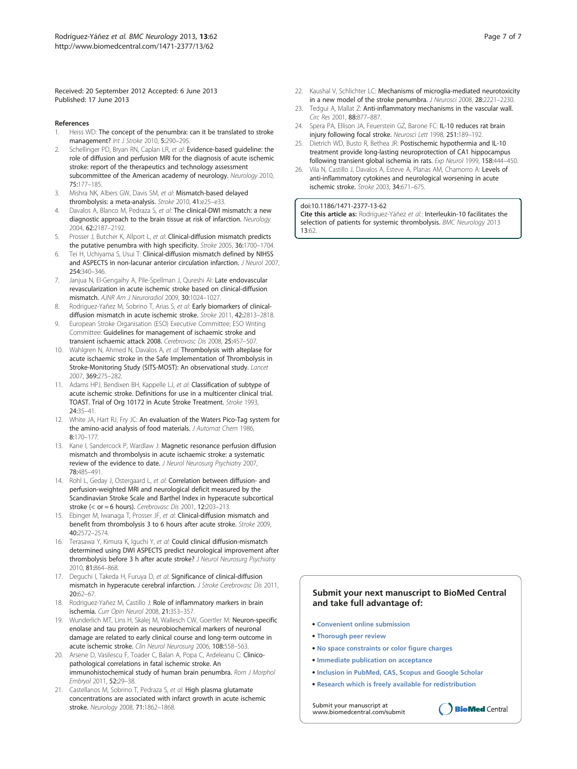Received: 20 September 2012 Accepted: 6 June 2013
Published: 17 June 2013

## References

1. Heiss WD: **The concept of the penumbra: can it be translated to stroke management?** *Int J Stroke* 2010, **5:**290–295.
2. Schellinger PD, Bryan RN, Caplan LR, *et al*: **Evidence-based guideline: the role of diffusion and perfusion MRI for the diagnosis of acute ischemic stroke: report of the therapeutics and technology assessment subcommittee of the American academy of neurology.** *Neurology* 2010, **75:**177–185.
3. Mishra NK, Albers GW, Davis SM, *et al*: **Mismatch-based delayed thrombolysis: a meta-analysis.** *Stroke* 2010, **41:**e25–e33.
4. Davalos A, Blanco M, Pedraza S, *et al*: **The clinical-DWI mismatch: a new diagnostic approach to the brain tissue at risk of infarction.** *Neurology* 2004, **62:**2187–2192.
5. Prosser J, Butcher K, Allport L, *et al*: **Clinical-diffusion mismatch predicts the putative penumbra with high specificity.** *Stroke* 2005, **36:**1700–1704.
6. Tei H, Uchiyama S, Usui T: **Clinical-diffusion mismatch defined by NIHSS and ASPECTS in non-lacunar anterior circulation infarction.** *J Neurol* 2007, **254:**340–346.
7. Janjua N, El-Gengaihy A, Pile-Spellman J, Qureshi AI: **Late endovascular revascularization in acute ischemic stroke based on clinical-diffusion mismatch.** *AJNR Am J Neuroradiol* 2009, **30:**1024–1027.
8. Rodriguez-Yañez M, Sobrino T, Arias S, *et al*: **Early biomarkers of clinical-diffusion mismatch in acute ischemic stroke.** *Stroke* 2011, **42:**2813–2818.
9. European Stroke Organisation (ESO) Executive Committee; ESO Writing Committee: **Guidelines for management of ischaemic stroke and transient ischaemic attack 2008.** *Cerebrovasc Dis* 2008, **25:**457–507.
10. Wahlgren N, Ahmed N, Davalos A, *et al*: **Thrombolysis with alteplase for acute ischaemic stroke in the Safe Implementation of Thrombolysis in Stroke-Monitoring Study (SITS-MOST): An observational study.** *Lancet* 2007, **369:**275–282.
11. Adams HPJ, Bendixen BH, Kappelle LJ, *et al*: **Classification of subtype of acute ischemic stroke. Definitions for use in a multicenter clinical trial. TOAST. Trial of Org 10172 in Acute Stroke Treatment.** *Stroke* 1993, **24:**35–41.
12. White JA, Hart RJ, Fry JC: **An evaluation of the Waters Pico-Tag system for the amino-acid analysis of food materials.** *J Automat Chem* 1986, **8:**170–177.
13. Kane I, Sandercock P, Wardlaw J: **Magnetic resonance perfusion diffusion mismatch and thrombolysis in acute ischaemic stroke: a systematic review of the evidence to date.** *J Neurol Neurosurg Psychiatry* 2007, **78:**485–491.
14. Rohl L, Geday J, Ostergaard L, *et al*: **Correlation between diffusion- and perfusion-weighted MRI and neurological deficit measured by the Scandinavian Stroke Scale and Barthel Index in hyperacute subcortical stroke (< or = 6 hours).** *Cerebrovasc Dis* 2001, **12:**203–213.
15. Ebinger M, Iwanaga T, Prosser JF, *et al*: **Clinical-diffusion mismatch and benefit from thrombolysis 3 to 6 hours after acute stroke.** *Stroke* 2009, **40:**2572–2574.
16. Terasawa Y, Kimura K, Iguchi Y, *et al*: **Could clinical diffusion-mismatch determined using DWI ASPECTS predict neurological improvement after thrombolysis before 3 h after acute stroke?** *J Neurol Neurosurg Psychiatry* 2010, **81:**864–868.
17. Deguchi I, Takeda H, Furuya D, *et al*: **Significance of clinical-diffusion mismatch in hyperacute cerebral infarction.** *J Stroke Cerebrovasc Dis* 2011, **20:**62–67.
18. Rodriguez-Yañez M, Castillo J: **Role of inflammatory markers in brain ischemia.** *Curr Opin Neurol* 2008, **21:**353–357.
19. Wunderlich MT, Lins H, Skalej M, Wallesch CW, Goertler M: **Neuron-specific enolase and tau protein as neurobiochemical markers of neuronal damage are related to early clinical course and long-term outcome in acute ischemic stroke.** *Clin Neurol Neurosurg* 2006, **108:**558–563.
20. Arsene D, Vasilescu F, Toader C, Balan A, Popa C, Ardeleanu C: **Clinico-pathological correlations in fatal ischemic stroke. An immunohistochemical study of human brain penumbra.** *Rom J Morphol Embryol* 2011, **52:**29–38.
21. Castellanos M, Sobrino T, Pedraza S, *et al*: **High plasma glutamate concentrations are associated with infarct growth in acute ischemic stroke.** *Neurology* 2008, **71:**1862–1868.
22. Kaushal V, Schlichter LC: **Mechanisms of microglia-mediated neurotoxicity in a new model of the stroke penumbra.** *J Neurosci* 2008, **28:**2221–2230.
23. Tedgui A, Mallat Z: **Anti-inflammatory mechanisms in the vascular wall.** *Circ Res* 2001, **88:**877–887.
24. Spera PA, Ellison JA, Feuerstein GZ, Barone FC: **IL-10 reduces rat brain injury following focal stroke.** *Neurosci Lett* 1998, **251:**189–192.
25. Dietrich WD, Busto R, Bethea JR: **Postischemic hypothermia and IL-10 treatment provide long-lasting neuroprotection of CA1 hippocampus following transient global ischemia in rats.** *Exp Neurol* 1999, **158:**444–450.
26. Vila N, Castillo J, Davalos A, Esteve A, Planas AM, Chamorro A: **Levels of anti-inflammatory cytokines and neurological worsening in acute ischemic stroke.** *Stroke* 2003, **34:**671–675.

doi:10.1186/1471-2377-13-62
**Cite this article as:** Rodríguez-Yáñez *et al.*: Interleukin-10 facilitates the selection of patients for systemic thrombolysis. *BMC Neurology* 2013 **13**:62.

**Submit your next manuscript to BioMed Central and take full advantage of:**

- **Convenient online submission**
- **Thorough peer review**
- **No space constraints or color figure charges**
- **Immediate publication on acceptance**
- **Inclusion in PubMed, CAS, Scopus and Google Scholar**
- **Research which is freely available for redistribution**

Submit your manuscript at
www.biomedcentral.com/submit

BioMed Central